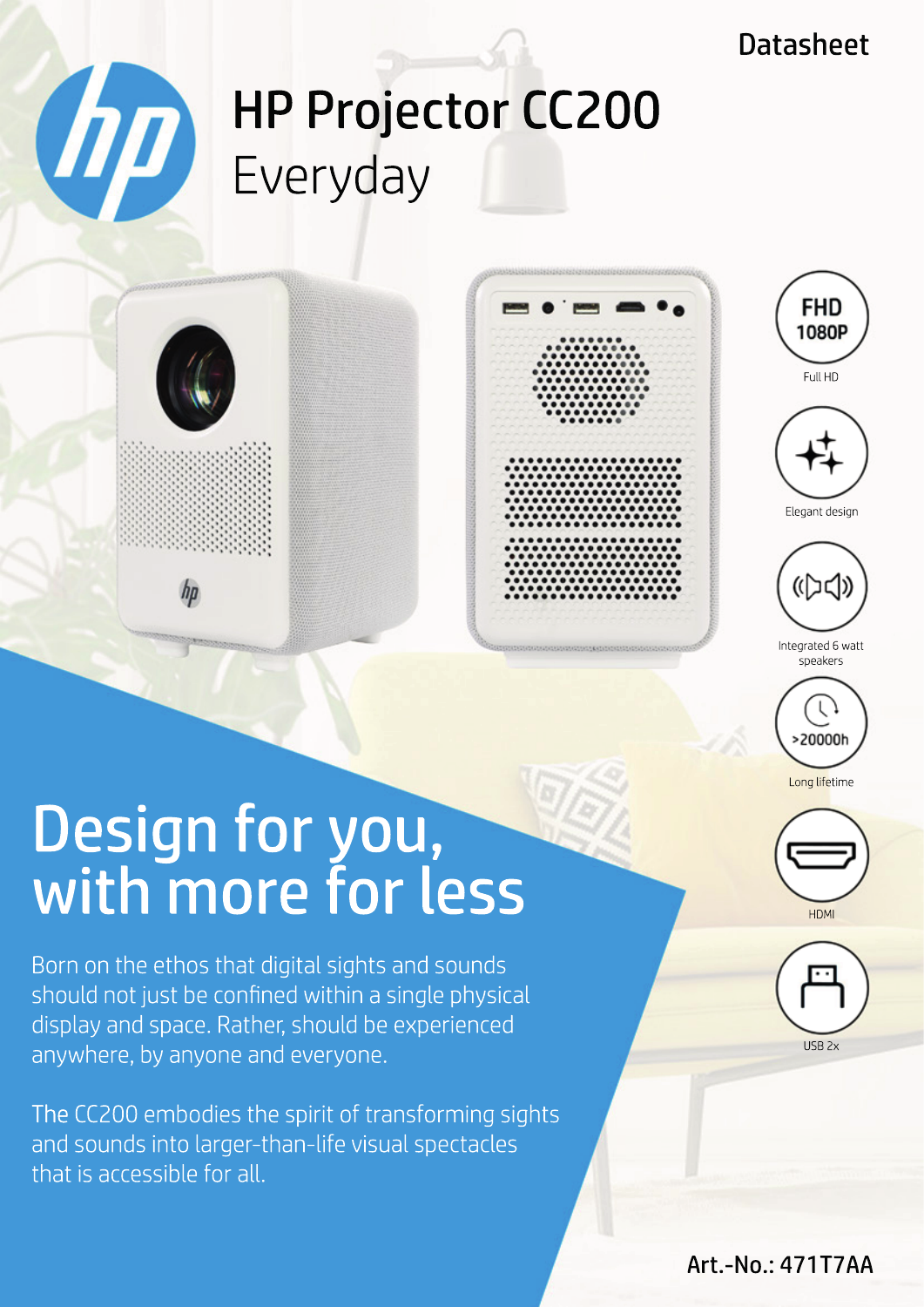Datasheet

# HP Projector CC200

## Everyday

FHD 1080P
Full HD

Elegant design

Integrated 6 watt speakers

>20000h
Long lifetime

HDMI

USB 2x

# Design for you, with more for less

Born on the ethos that digital sights and sounds should not just be confined within a single physical display and space. Rather, should be experienced anywhere, by anyone and everyone.

The CC200 embodies the spirit of transforming sights and sounds into larger-than-life visual spectacles that is accessible for all.

Art.-No.: 471T7AA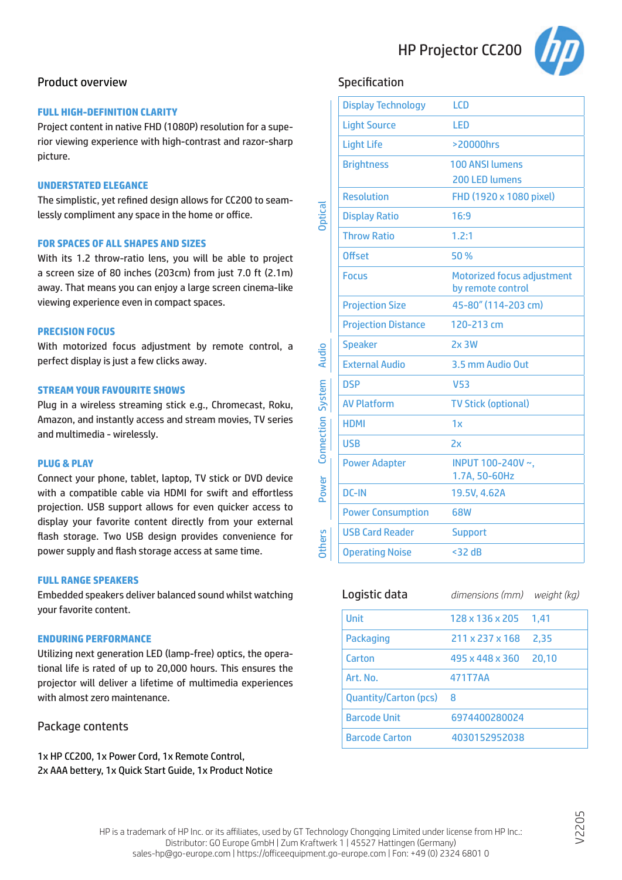# HP Projector CC200

## Product overview

### FULL HIGH-DEFINITION CLARITY

Project content in native FHD (1080P) resolution for a superior viewing experience with high-contrast and razor-sharp picture.

### UNDERSTATED ELEGANCE

The simplistic, yet refined design allows for CC200 to seamlessly compliment any space in the home or office.

### FOR SPACES OF ALL SHAPES AND SIZES

With its 1.2 throw-ratio lens, you will be able to project a screen size of 80 inches (203cm) from just 7.0 ft (2.1m) away. That means you can enjoy a large screen cinema-like viewing experience even in compact spaces.

### PRECISION FOCUS

With motorized focus adjustment by remote control, a perfect display is just a few clicks away.

### STREAM YOUR FAVOURITE SHOWS

Plug in a wireless streaming stick e.g., Chromecast, Roku, Amazon, and instantly access and stream movies, TV series and multimedia - wirelessly.

### PLUG & PLAY

Connect your phone, tablet, laptop, TV stick or DVD device with a compatible cable via HDMI for swift and effortless projection. USB support allows for even quicker access to display your favorite content directly from your external flash storage. Two USB design provides convenience for power supply and flash storage access at same time.

### FULL RANGE SPEAKERS

Embedded speakers deliver balanced sound whilst watching your favorite content.

### ENDURING PERFORMANCE

Utilizing next generation LED (lamp-free) optics, the operational life is rated of up to 20,000 hours. This ensures the projector will deliver a lifetime of multimedia experiences with almost zero maintenance.

## Package contents

1x HP CC200, 1x Power Cord, 1x Remote Control,
2x AAA bettery, 1x Quick Start Guide, 1x Product Notice

## Specification

| | | |
|---|---|---|
| Optical | Display Technology | LCD |
| | Light Source | LED |
| | Light Life | >20000hrs |
| | Brightness | 100 ANSI lumens<br>200 LED lumens |
| | Resolution | FHD (1920 x 1080 pixel) |
| | Display Ratio | 16:9 |
| | Throw Ratio | 1.2:1 |
| | Offset | 50 % |
| | Focus | Motorized focus adjustment by remote control |
| | Projection Size | 45-80" (114-203 cm) |
| | Projection Distance | 120-213 cm |
| Audio | Speaker | 2x 3W |
| | External Audio | 3.5 mm Audio Out |
| System | DSP | V53 |
| | AV Platform | TV Stick (optional) |
| Connection | HDMI | 1x |
| | USB | 2x |
| Power | Power Adapter | INPUT 100-240V ~, 1.7A, 50-60Hz |
| | DC-IN | 19.5V, 4.62A |
| | Power Consumption | 68W |
| Others | USB Card Reader | Support |
| | Operating Noise | <32 dB |

## Logistic data

| Logistic data | *dimensions (mm)* | *weight (kg)* |
|---|---|---|
| Unit | 128 x 136 x 205 | 1,41 |
| Packaging | 211 x 237 x 168 | 2,35 |
| Carton | 495 x 448 x 360 | 20,10 |
| Art. No. | 471T7AA | |
| Quantity/Carton (pcs) | 8 | |
| Barcode Unit | 6974400280024 | |
| Barcode Carton | 4030152952038 | |

HP is a trademark of HP Inc. or its affiliates, used by GT Technology Chongqing Limited under license from HP Inc.:
Distributor: GO Europe GmbH | Zum Kraftwerk 1 | 45527 Hattingen (Germany)
sales-hp@go-europe.com | https://officeequipment.go-europe.com | Fon: +49 (0) 2324 6801 0

V2205